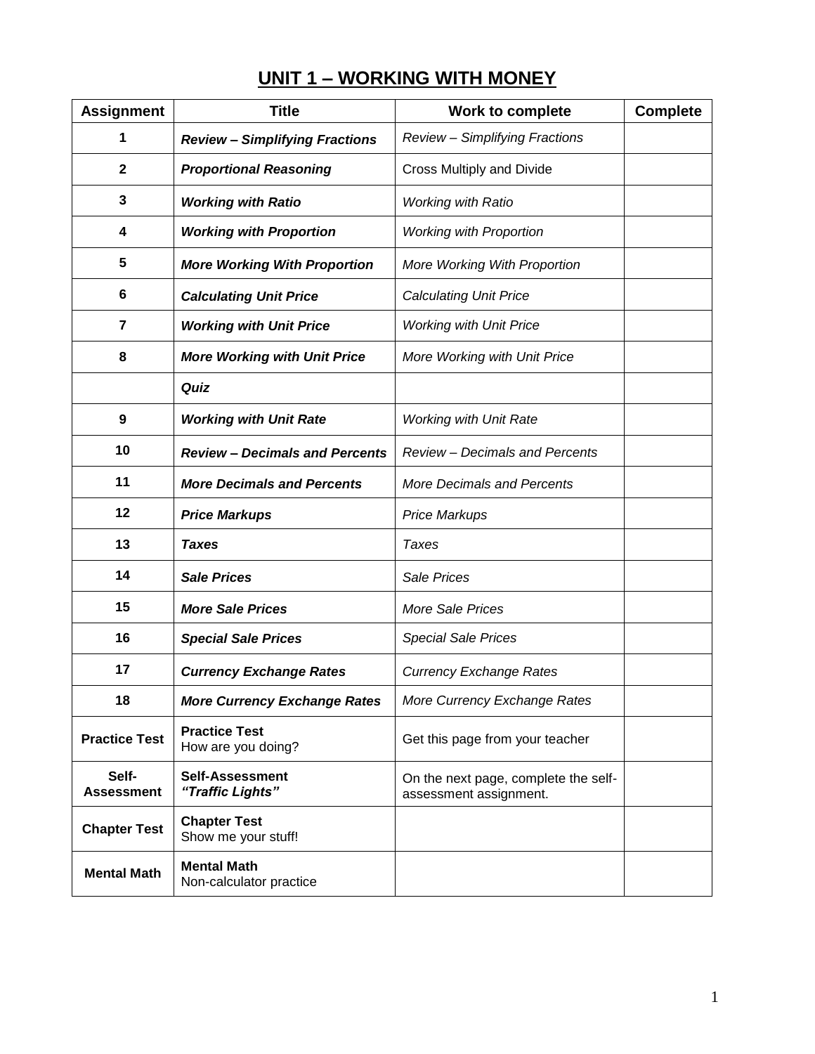# UNIT 1 – WORKING WITH MONEY

| Assignment | Title | Work to complete | Complete |
|---|---|---|---|
| **1** | ***Review – Simplifying Fractions*** | *Review – Simplifying Fractions* | |
| **2** | ***Proportional Reasoning*** | Cross Multiply and Divide | |
| **3** | ***Working with Ratio*** | *Working with Ratio* | |
| **4** | ***Working with Proportion*** | *Working with Proportion* | |
| **5** | ***More Working With Proportion*** | *More Working With Proportion* | |
| **6** | ***Calculating Unit Price*** | *Calculating Unit Price* | |
| **7** | ***Working with Unit Price*** | *Working with Unit Price* | |
| **8** | ***More Working with Unit Price*** | *More Working with Unit Price* | |
| | ***Quiz*** | | |
| **9** | ***Working with Unit Rate*** | *Working with Unit Rate* | |
| **10** | ***Review – Decimals and Percents*** | *Review – Decimals and Percents* | |
| **11** | ***More Decimals and Percents*** | *More Decimals and Percents* | |
| **12** | ***Price Markups*** | *Price Markups* | |
| **13** | ***Taxes*** | *Taxes* | |
| **14** | ***Sale Prices*** | *Sale Prices* | |
| **15** | ***More Sale Prices*** | *More Sale Prices* | |
| **16** | ***Special Sale Prices*** | *Special Sale Prices* | |
| **17** | ***Currency Exchange Rates*** | *Currency Exchange Rates* | |
| **18** | ***More Currency Exchange Rates*** | *More Currency Exchange Rates* | |
| **Practice Test** | **Practice Test** How are you doing? | Get this page from your teacher | |
| **Self-Assessment** | **Self-Assessment** ***"Traffic Lights"*** | On the next page, complete the self-assessment assignment. | |
| **Chapter Test** | **Chapter Test** Show me your stuff! | | |
| **Mental Math** | **Mental Math** Non-calculator practice | | |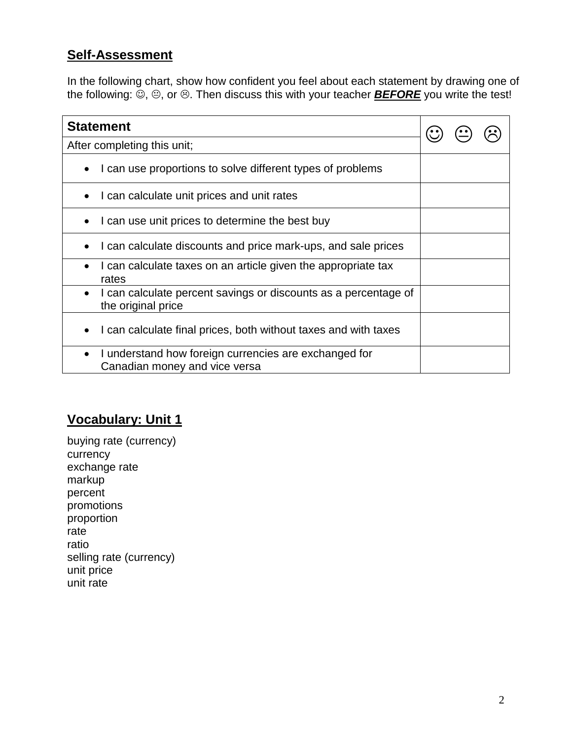## Self-Assessment

In the following chart, show how confident you feel about each statement by drawing one of the following: ☺, 😐, or ☹. Then discuss this with your teacher ***BEFORE*** you write the test!

| Statement | ☺ 😐 ☹ |
|---|---|
| After completing this unit; | |
| • I can use proportions to solve different types of problems | |
| • I can calculate unit prices and unit rates | |
| • I can use unit prices to determine the best buy | |
| • I can calculate discounts and price mark-ups, and sale prices | |
| • I can calculate taxes on an article given the appropriate tax rates | |
| • I can calculate percent savings or discounts as a percentage of the original price | |
| • I can calculate final prices, both without taxes and with taxes | |
| • I understand how foreign currencies are exchanged for Canadian money and vice versa | |

## Vocabulary: Unit 1

buying rate (currency)
currency
exchange rate
markup
percent
promotions
proportion
rate
ratio
selling rate (currency)
unit price
unit rate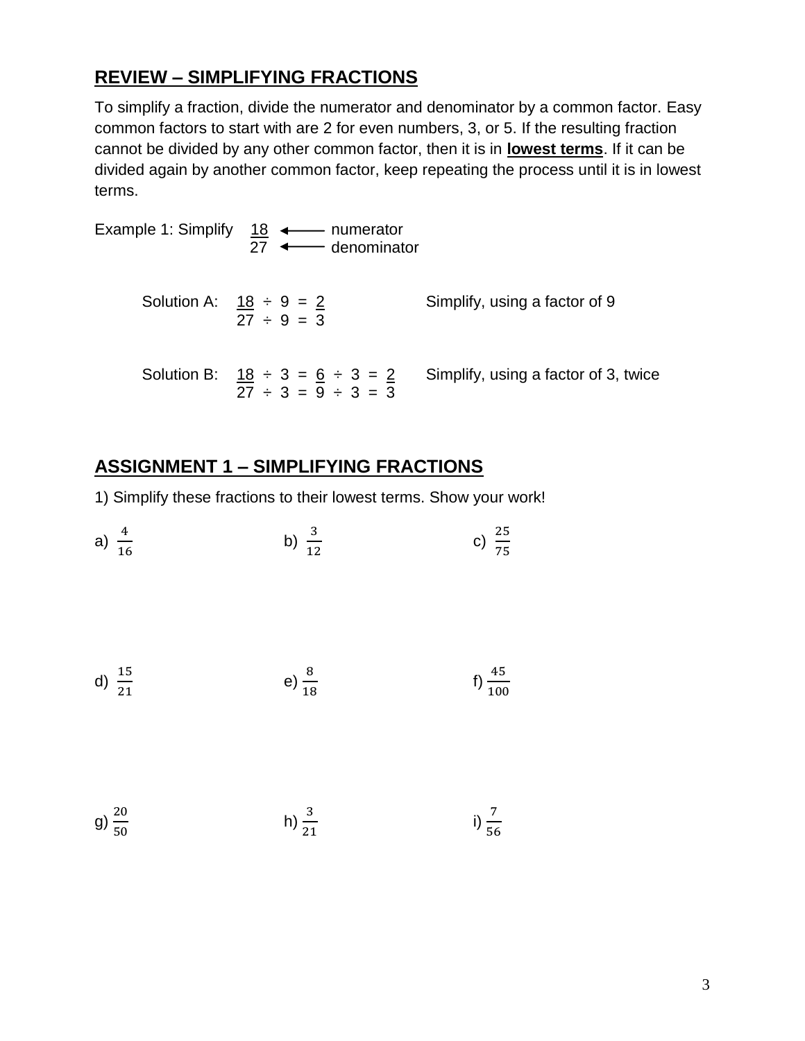## REVIEW – SIMPLIFYING FRACTIONS

To simplify a fraction, divide the numerator and denominator by a common factor. Easy common factors to start with are 2 for even numbers, 3, or 5. If the resulting fraction cannot be divided by any other common factor, then it is in **lowest terms**. If it can be divided again by another common factor, keep repeating the process until it is in lowest terms.

Example 1: Simplify $\frac{18}{27}$ ⟵ numerator (18), ⟵ denominator (27)

Solution A: $\frac{18 \div 9}{27 \div 9} = \frac{2}{3}$ Simplify, using a factor of 9

Solution B: $\frac{18 \div 3}{27 \div 3} = \frac{6 \div 3}{9 \div 3} = \frac{2}{3}$ Simplify, using a factor of 3, twice

## ASSIGNMENT 1 – SIMPLIFYING FRACTIONS

1) Simplify these fractions to their lowest terms. Show your work!

a) $\frac{4}{16}$

b) $\frac{3}{12}$

c) $\frac{25}{75}$

d) $\frac{15}{21}$

e) $\frac{8}{18}$

f) $\frac{45}{100}$

g) $\frac{20}{50}$

h) $\frac{3}{21}$

i) $\frac{7}{56}$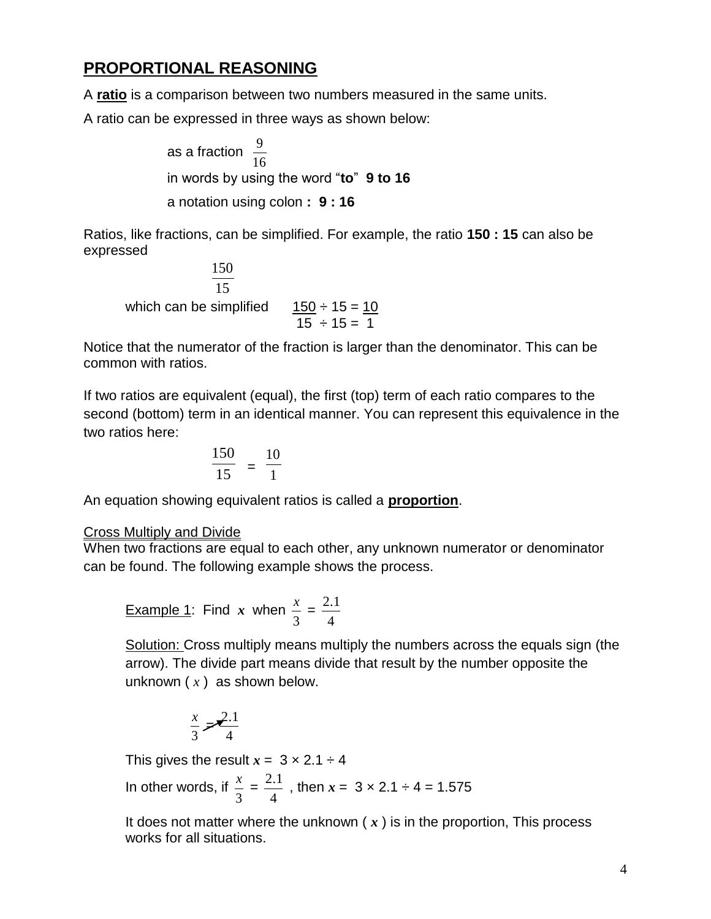## PROPORTIONAL REASONING

A **ratio** is a comparison between two numbers measured in the same units.

A ratio can be expressed in three ways as shown below:

as a fraction $\frac{9}{16}$

in words by using the word "**to**" **9 to 16**

a notation using colon **: 9 : 16**

Ratios, like fractions, can be simplified. For example, the ratio **150 : 15** can also be expressed

$$\frac{150}{15}$$

which can be simplified $\frac{150 \div 15}{15 \div 15} = \frac{10}{1}$

Notice that the numerator of the fraction is larger than the denominator. This can be common with ratios.

If two ratios are equivalent (equal), the first (top) term of each ratio compares to the second (bottom) term in an identical manner. You can represent this equivalence in the two ratios here:

$$\frac{150}{15} = \frac{10}{1}$$

An equation showing equivalent ratios is called a **proportion**.

Cross Multiply and Divide

When two fractions are equal to each other, any unknown numerator or denominator can be found. The following example shows the process.

Example 1: Find $x$ when $\frac{x}{3} = \frac{2.1}{4}$

Solution: Cross multiply means multiply the numbers across the equals sign (the arrow). The divide part means divide that result by the number opposite the unknown ( $x$ ) as shown below.

$$\frac{x}{3} = \frac{2.1}{4}$$

This gives the result $x = 3 \times 2.1 \div 4$

In other words, if $\frac{x}{3} = \frac{2.1}{4}$ , then $x = 3 \times 2.1 \div 4 = 1.575$

It does not matter where the unknown ( $x$ ) is in the proportion, This process works for all situations.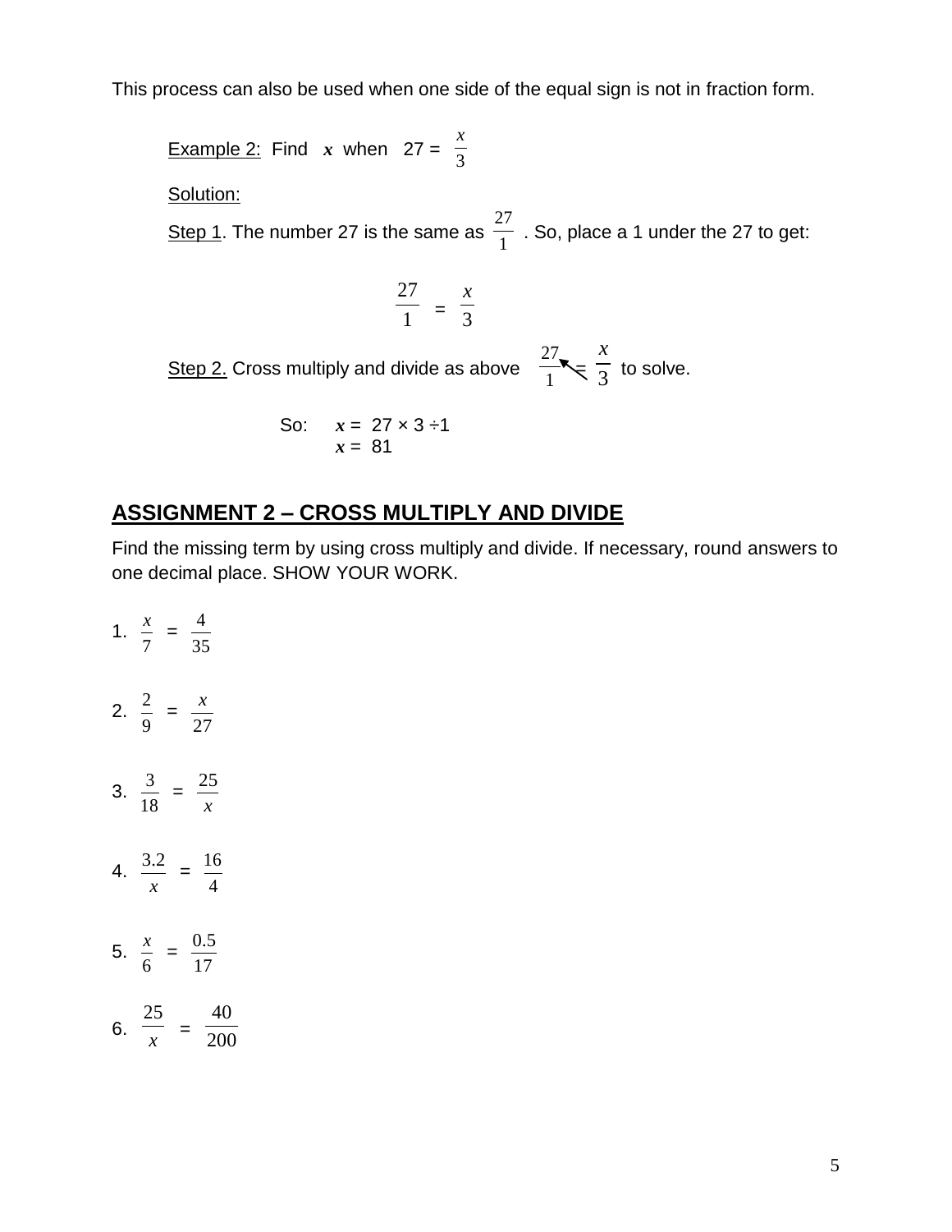This process can also be used when one side of the equal sign is not in fraction form.

Example 2: Find $x$ when $27 = \frac{x}{3}$

Solution:

Step 1. The number 27 is the same as $\frac{27}{1}$ . So, place a 1 under the 27 to get:

$$\frac{27}{1} = \frac{x}{3}$$

Step 2. Cross multiply and divide as above $\frac{27}{1} = \frac{x}{3}$ to solve.

So: $x = 27 \times 3 \div 1$
$x = 81$

## ASSIGNMENT 2 – CROSS MULTIPLY AND DIVIDE

Find the missing term by using cross multiply and divide. If necessary, round answers to one decimal place. SHOW YOUR WORK.

1. $\frac{x}{7} = \frac{4}{35}$

2. $\frac{2}{9} = \frac{x}{27}$

3. $\frac{3}{18} = \frac{25}{x}$

4. $\frac{3.2}{x} = \frac{16}{4}$

5. $\frac{x}{6} = \frac{0.5}{17}$

6. $\frac{25}{x} = \frac{40}{200}$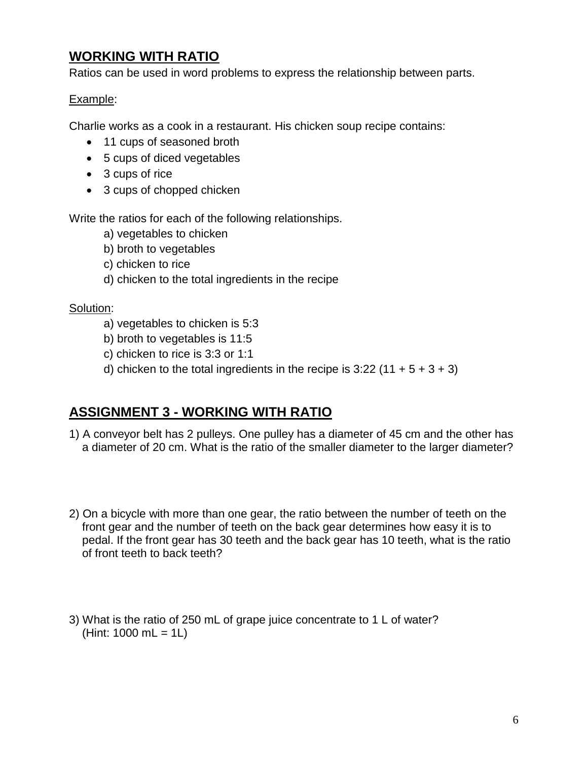## WORKING WITH RATIO

Ratios can be used in word problems to express the relationship between parts.

Example:

Charlie works as a cook in a restaurant. His chicken soup recipe contains:

- 11 cups of seasoned broth
- 5 cups of diced vegetables
- 3 cups of rice
- 3 cups of chopped chicken

Write the ratios for each of the following relationships.

a) vegetables to chicken
b) broth to vegetables
c) chicken to rice
d) chicken to the total ingredients in the recipe

Solution:

a) vegetables to chicken is 5:3
b) broth to vegetables is 11:5
c) chicken to rice is 3:3 or 1:1
d) chicken to the total ingredients in the recipe is 3:22 (11 + 5 + 3 + 3)

## ASSIGNMENT 3 - WORKING WITH RATIO

1) A conveyor belt has 2 pulleys. One pulley has a diameter of 45 cm and the other has a diameter of 20 cm. What is the ratio of the smaller diameter to the larger diameter?

2) On a bicycle with more than one gear, the ratio between the number of teeth on the front gear and the number of teeth on the back gear determines how easy it is to pedal. If the front gear has 30 teeth and the back gear has 10 teeth, what is the ratio of front teeth to back teeth?

3) What is the ratio of 250 mL of grape juice concentrate to 1 L of water? (Hint: 1000 mL = 1L)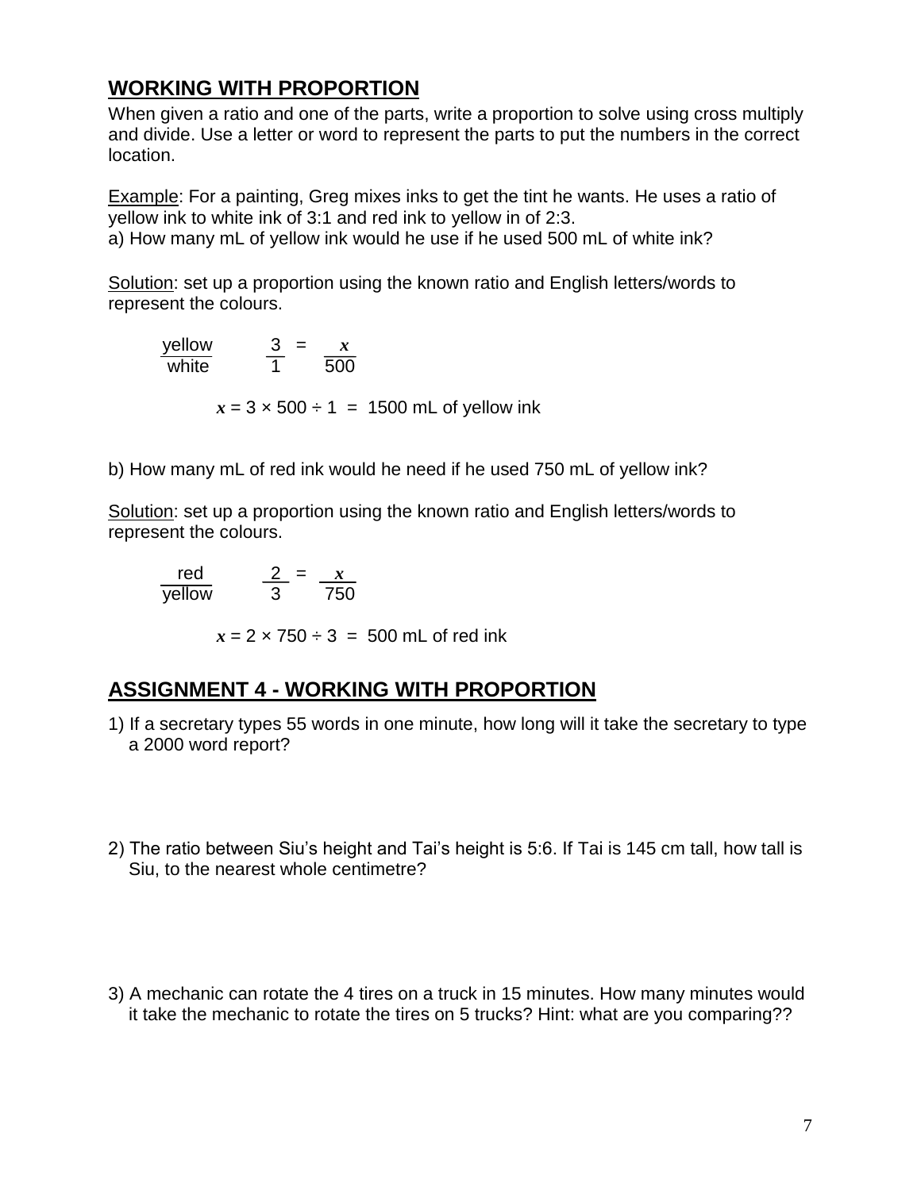## WORKING WITH PROPORTION

When given a ratio and one of the parts, write a proportion to solve using cross multiply and divide. Use a letter or word to represent the parts to put the numbers in the correct location.

Example: For a painting, Greg mixes inks to get the tint he wants. He uses a ratio of yellow ink to white ink of 3:1 and red ink to yellow in of 2:3.

a) How many mL of yellow ink would he use if he used 500 mL of white ink?

Solution: set up a proportion using the known ratio and English letters/words to represent the colours.

$$\frac{\text{yellow}}{\text{white}} \qquad \frac{3}{1} = \frac{x}{500}$$

$x = 3 \times 500 \div 1 = 1500$ mL of yellow ink

b) How many mL of red ink would he need if he used 750 mL of yellow ink?

Solution: set up a proportion using the known ratio and English letters/words to represent the colours.

$$\frac{\text{red}}{\text{yellow}} \qquad \frac{2}{3} = \frac{x}{750}$$

$x = 2 \times 750 \div 3 = 500$ mL of red ink

## ASSIGNMENT 4 - WORKING WITH PROPORTION

1) If a secretary types 55 words in one minute, how long will it take the secretary to type a 2000 word report?

2) The ratio between Siu's height and Tai's height is 5:6. If Tai is 145 cm tall, how tall is Siu, to the nearest whole centimetre?

3) A mechanic can rotate the 4 tires on a truck in 15 minutes. How many minutes would it take the mechanic to rotate the tires on 5 trucks? Hint: what are you comparing??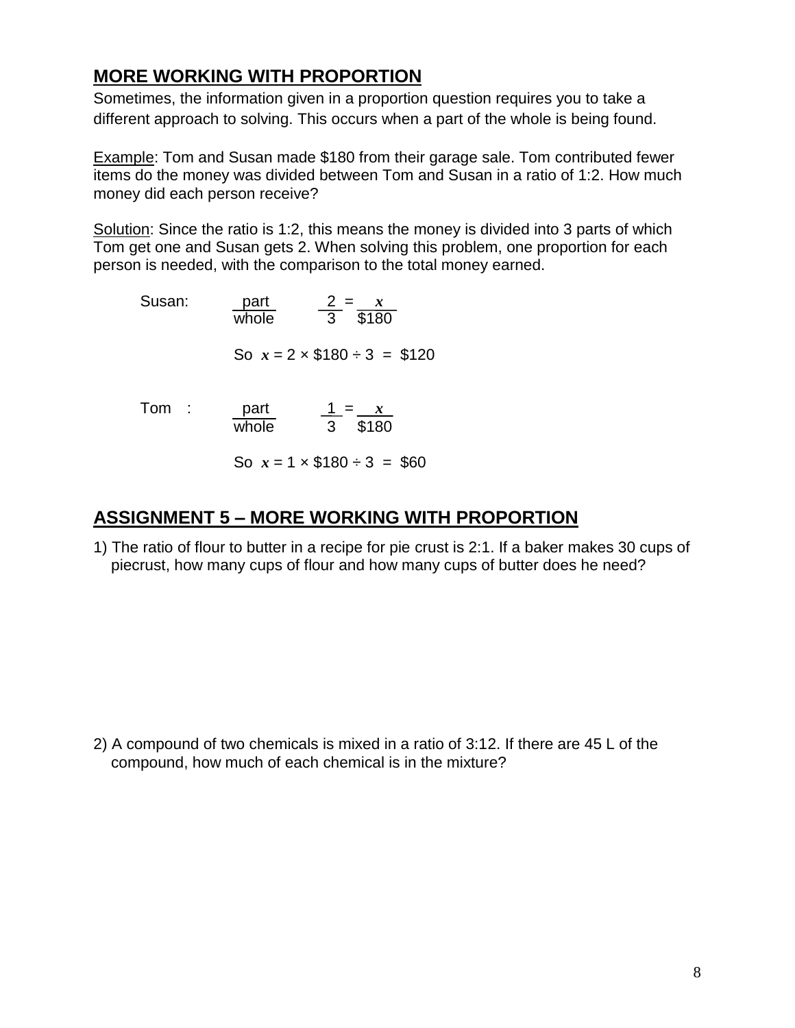## MORE WORKING WITH PROPORTION

Sometimes, the information given in a proportion question requires you to take a different approach to solving. This occurs when a part of the whole is being found.

Example: Tom and Susan made \$180 from their garage sale. Tom contributed fewer items do the money was divided between Tom and Susan in a ratio of 1:2. How much money did each person receive?

Solution: Since the ratio is 1:2, this means the money is divided into 3 parts of which Tom get one and Susan gets 2. When solving this problem, one proportion for each person is needed, with the comparison to the total money earned.

Susan: $\frac{\text{part}}{\text{whole}}$ $\frac{2}{3} = \frac{x}{\$180}$

So $x = 2 \times \$180 \div 3 = \$120$

Tom : $\frac{\text{part}}{\text{whole}}$ $\frac{1}{3} = \frac{x}{\$180}$

So $x = 1 \times \$180 \div 3 = \$60$

## ASSIGNMENT 5 – MORE WORKING WITH PROPORTION

1) The ratio of flour to butter in a recipe for pie crust is 2:1. If a baker makes 30 cups of piecrust, how many cups of flour and how many cups of butter does he need?

2) A compound of two chemicals is mixed in a ratio of 3:12. If there are 45 L of the compound, how much of each chemical is in the mixture?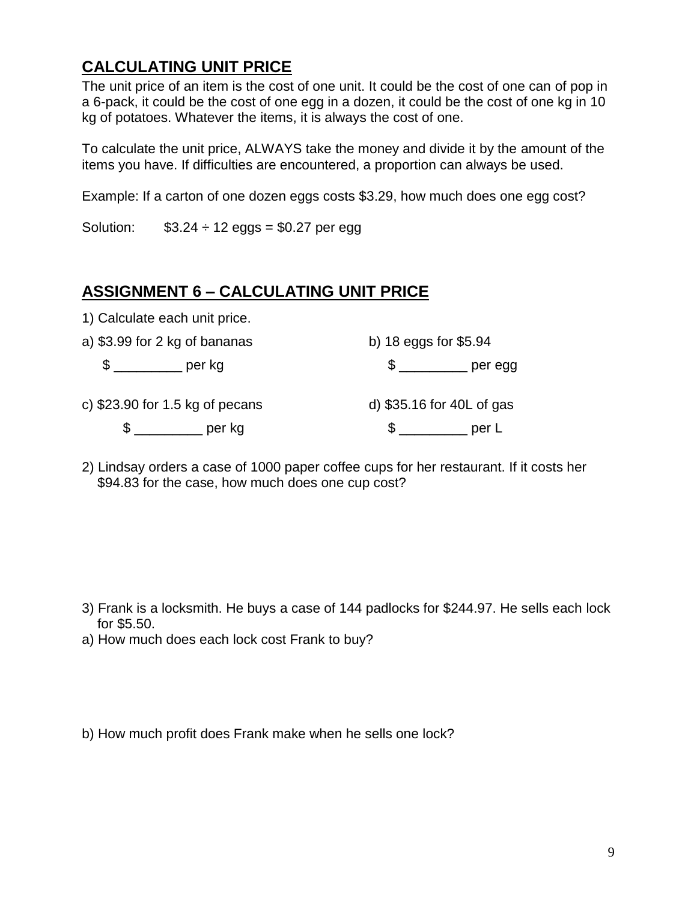## CALCULATING UNIT PRICE

The unit price of an item is the cost of one unit. It could be the cost of one can of pop in a 6-pack, it could be the cost of one egg in a dozen, it could be the cost of one kg in 10 kg of potatoes. Whatever the items, it is always the cost of one.

To calculate the unit price, ALWAYS take the money and divide it by the amount of the items you have. If difficulties are encountered, a proportion can always be used.

Example: If a carton of one dozen eggs costs $3.29, how much does one egg cost?

Solution: $3.24 ÷ 12 eggs = $0.27 per egg

## ASSIGNMENT 6 – CALCULATING UNIT PRICE

1) Calculate each unit price.

a) $3.99 for 2 kg of bananas

$ _________ per kg

b) 18 eggs for $5.94

$ _________ per egg

c) $23.90 for 1.5 kg of pecans

$ _________ per kg

d) $35.16 for 40L of gas

$ _________ per L

2) Lindsay orders a case of 1000 paper coffee cups for her restaurant. If it costs her $94.83 for the case, how much does one cup cost?

3) Frank is a locksmith. He buys a case of 144 padlocks for $244.97. He sells each lock for $5.50.

a) How much does each lock cost Frank to buy?

b) How much profit does Frank make when he sells one lock?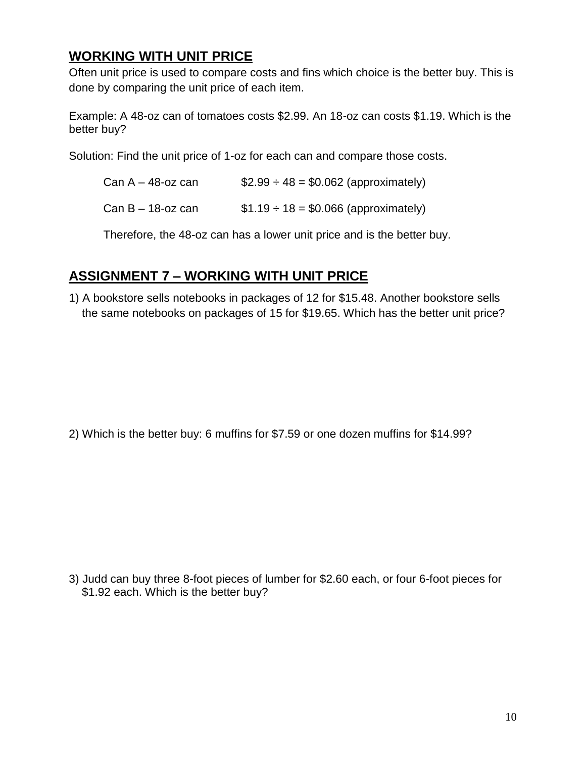## WORKING WITH UNIT PRICE

Often unit price is used to compare costs and fins which choice is the better buy. This is done by comparing the unit price of each item.

Example: A 48-oz can of tomatoes costs $2.99. An 18-oz can costs $1.19. Which is the better buy?

Solution: Find the unit price of 1-oz for each can and compare those costs.

Can A – 48-oz can $\quad \$2.99 \div 48 = \$0.062$ (approximately)

Can B – 18-oz can $\quad \$1.19 \div 18 = \$0.066$ (approximately)

Therefore, the 48-oz can has a lower unit price and is the better buy.

## ASSIGNMENT 7 – WORKING WITH UNIT PRICE

1) A bookstore sells notebooks in packages of 12 for $15.48. Another bookstore sells the same notebooks on packages of 15 for $19.65. Which has the better unit price?

2) Which is the better buy: 6 muffins for $7.59 or one dozen muffins for $14.99?

3) Judd can buy three 8-foot pieces of lumber for $2.60 each, or four 6-foot pieces for $1.92 each. Which is the better buy?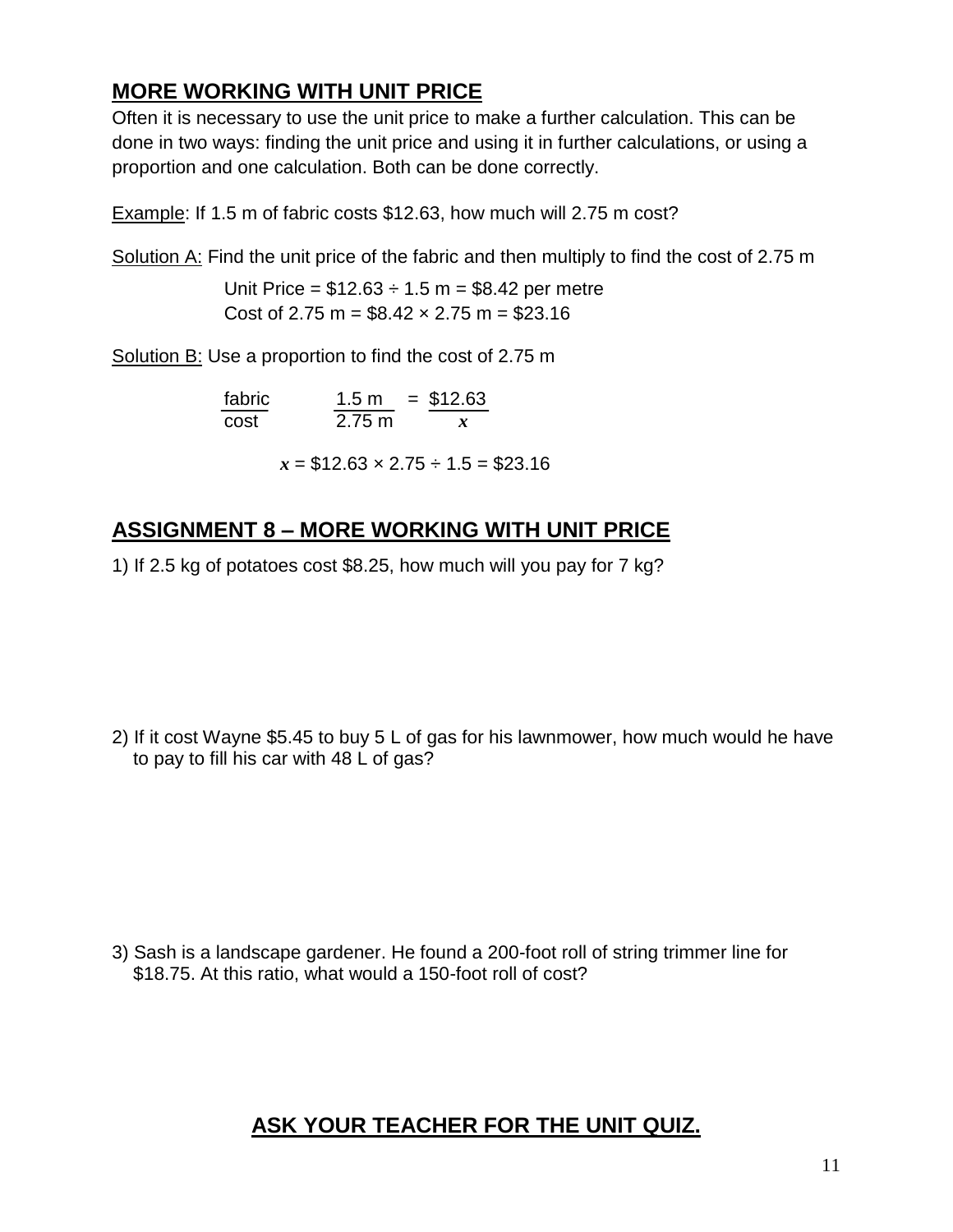## MORE WORKING WITH UNIT PRICE

Often it is necessary to use the unit price to make a further calculation. This can be done in two ways: finding the unit price and using it in further calculations, or using a proportion and one calculation. Both can be done correctly.

Example: If 1.5 m of fabric costs $12.63, how much will 2.75 m cost?

Solution A: Find the unit price of the fabric and then multiply to find the cost of 2.75 m

Unit Price = $12.63 ÷ 1.5 m = $8.42 per metre
Cost of 2.75 m = $8.42 × 2.75 m = $23.16

Solution B: Use a proportion to find the cost of 2.75 m

$$\frac{\text{fabric}}{\text{cost}} \qquad \frac{1.5\text{ m}}{2.75\text{ m}} = \frac{\$12.63}{x}$$

$x$ = $12.63 × 2.75 ÷ 1.5 = $23.16

## ASSIGNMENT 8 – MORE WORKING WITH UNIT PRICE

1) If 2.5 kg of potatoes cost $8.25, how much will you pay for 7 kg?

2) If it cost Wayne $5.45 to buy 5 L of gas for his lawnmower, how much would he have to pay to fill his car with 48 L of gas?

3) Sash is a landscape gardener. He found a 200-foot roll of string trimmer line for $18.75. At this ratio, what would a 150-foot roll of cost?

## ASK YOUR TEACHER FOR THE UNIT QUIZ.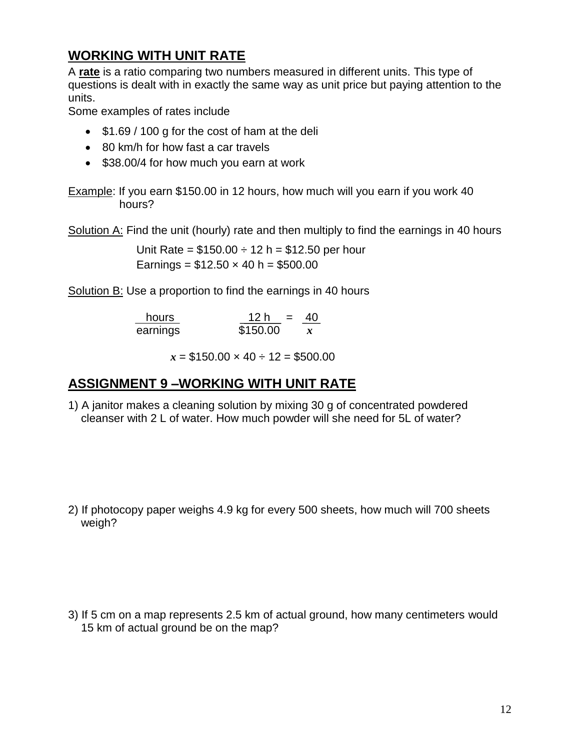## WORKING WITH UNIT RATE

A **rate** is a ratio comparing two numbers measured in different units. This type of questions is dealt with in exactly the same way as unit price but paying attention to the units.

Some examples of rates include

- \$1.69 / 100 g for the cost of ham at the deli
- 80 km/h for how fast a car travels
- \$38.00/4 for how much you earn at work

Example: If you earn \$150.00 in 12 hours, how much will you earn if you work 40 hours?

Solution A: Find the unit (hourly) rate and then multiply to find the earnings in 40 hours

Unit Rate = \$150.00 ÷ 12 h = \$12.50 per hour
Earnings = \$12.50 × 40 h = \$500.00

Solution B: Use a proportion to find the earnings in 40 hours

$$\frac{\text{hours}}{\text{earnings}} \qquad \frac{12\text{ h}}{\$150.00} = \frac{40}{x}$$

$x$ = \$150.00 × 40 ÷ 12 = \$500.00

## ASSIGNMENT 9 –WORKING WITH UNIT RATE

1) A janitor makes a cleaning solution by mixing 30 g of concentrated powdered cleanser with 2 L of water. How much powder will she need for 5L of water?

2) If photocopy paper weighs 4.9 kg for every 500 sheets, how much will 700 sheets weigh?

3) If 5 cm on a map represents 2.5 km of actual ground, how many centimeters would 15 km of actual ground be on the map?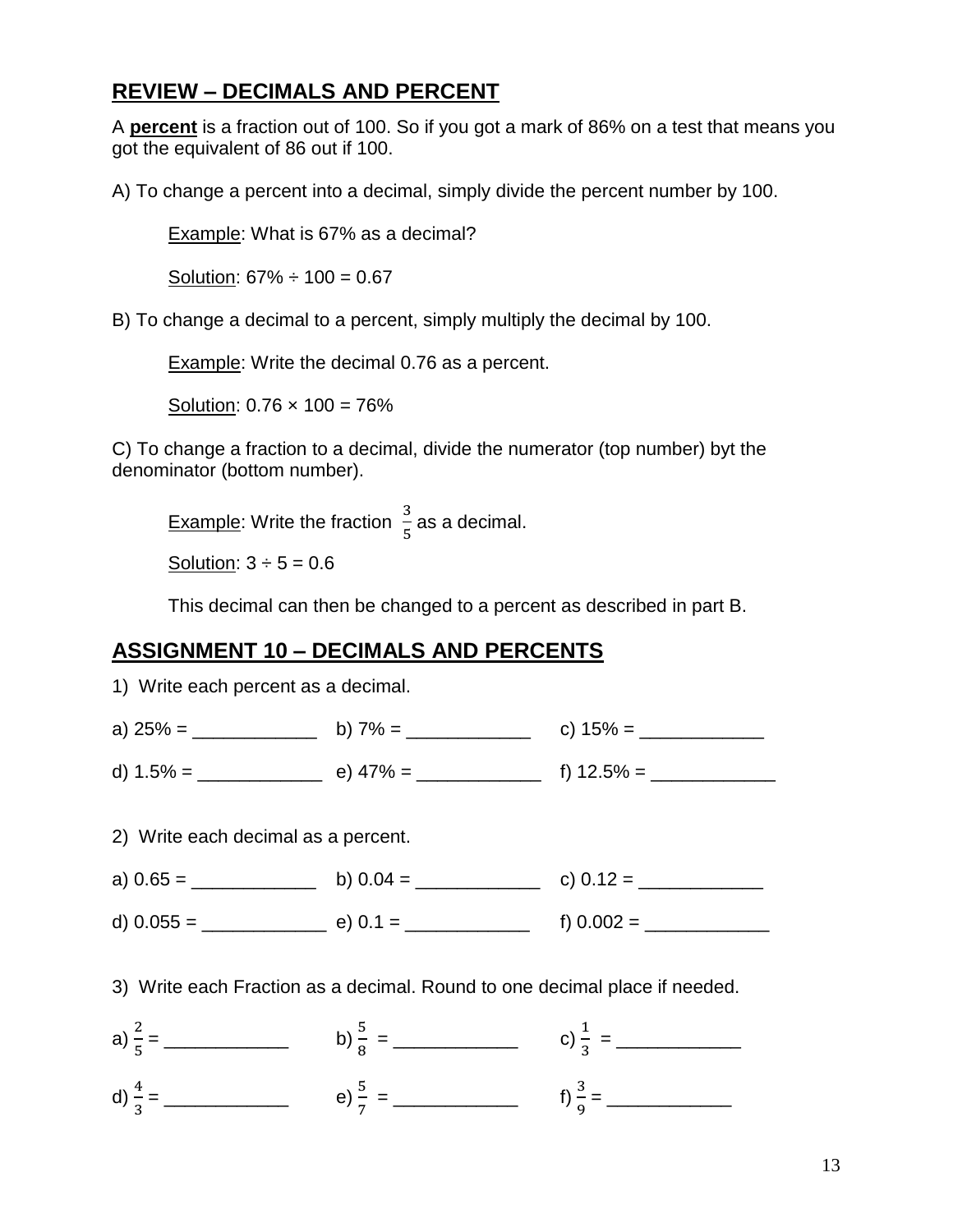## REVIEW – DECIMALS AND PERCENT

A **percent** is a fraction out of 100. So if you got a mark of 86% on a test that means you got the equivalent of 86 out if 100.

A) To change a percent into a decimal, simply divide the percent number by 100.

> Example: What is 67% as a decimal?
>
> Solution: 67% ÷ 100 = 0.67

B) To change a decimal to a percent, simply multiply the decimal by 100.

> Example: Write the decimal 0.76 as a percent.
>
> Solution: 0.76 × 100 = 76%

C) To change a fraction to a decimal, divide the numerator (top number) byt the denominator (bottom number).

> Example: Write the fraction $\frac{3}{5}$ as a decimal.
>
> Solution: 3 ÷ 5 = 0.6
>
> This decimal can then be changed to a percent as described in part B.

## ASSIGNMENT 10 – DECIMALS AND PERCENTS

1) Write each percent as a decimal.

a) 25% = ____________ b) 7% = ____________ c) 15% = ____________

d) 1.5% = ____________ e) 47% = ____________ f) 12.5% = ____________

2) Write each decimal as a percent.

a) 0.65 = ____________ b) 0.04 = ____________ c) 0.12 = ____________

d) 0.055 = ____________ e) 0.1 = ____________ f) 0.002 = ____________

3) Write each Fraction as a decimal. Round to one decimal place if needed.

a) $\frac{2}{5}$ = ____________ b) $\frac{5}{8}$ = ____________ c) $\frac{1}{3}$ = ____________

d) $\frac{4}{3}$ = ____________ e) $\frac{5}{7}$ = ____________ f) $\frac{3}{9}$ = ____________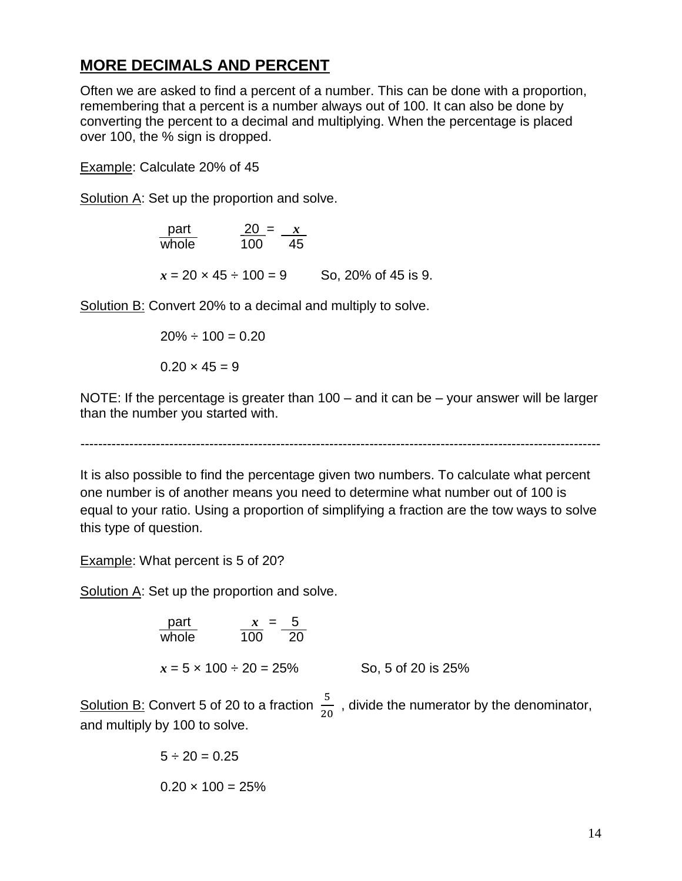## MORE DECIMALS AND PERCENT

Often we are asked to find a percent of a number. This can be done with a proportion, remembering that a percent is a number always out of 100. It can also be done by converting the percent to a decimal and multiplying. When the percentage is placed over 100, the % sign is dropped.

Example: Calculate 20% of 45

Solution A: Set up the proportion and solve.

$$\frac{\text{part}}{\text{whole}} \qquad \frac{20}{100} = \frac{x}{45}$$

$x = 20 \times 45 \div 100 = 9$ So, 20% of 45 is 9.

Solution B: Convert 20% to a decimal and multiply to solve.

$20\% \div 100 = 0.20$

$0.20 \times 45 = 9$

NOTE: If the percentage is greater than 100 – and it can be – your answer will be larger than the number you started with.

---

It is also possible to find the percentage given two numbers. To calculate what percent one number is of another means you need to determine what number out of 100 is equal to your ratio. Using a proportion of simplifying a fraction are the tow ways to solve this type of question.

Example: What percent is 5 of 20?

Solution A: Set up the proportion and solve.

$$\frac{\text{part}}{\text{whole}} \qquad \frac{x}{100} = \frac{5}{20}$$

$x = 5 \times 100 \div 20 = 25\%$ So, 5 of 20 is 25%

Solution B: Convert 5 of 20 to a fraction $\frac{5}{20}$ , divide the numerator by the denominator, and multiply by 100 to solve.

$5 \div 20 = 0.25$

$0.20 \times 100 = 25\%$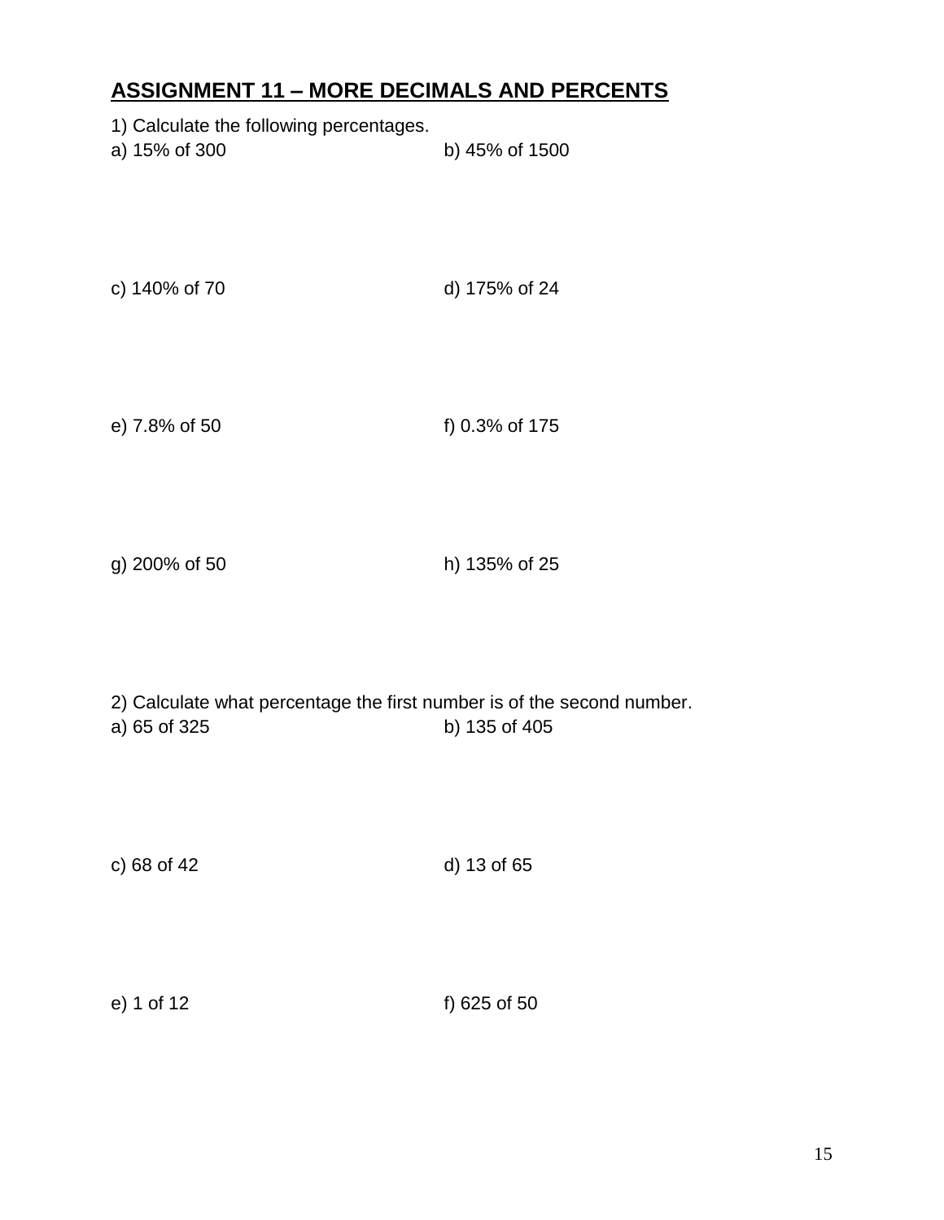## **ASSIGNMENT 11 – MORE DECIMALS AND PERCENTS**

1) Calculate the following percentages.

a) 15% of 300

b) 45% of 1500

c) 140% of 70

d) 175% of 24

e) 7.8% of 50

f) 0.3% of 175

g) 200% of 50

h) 135% of 25

2) Calculate what percentage the first number is of the second number.

a) 65 of 325

b) 135 of 405

c) 68 of 42

d) 13 of 65

e) 1 of 12

f) 625 of 50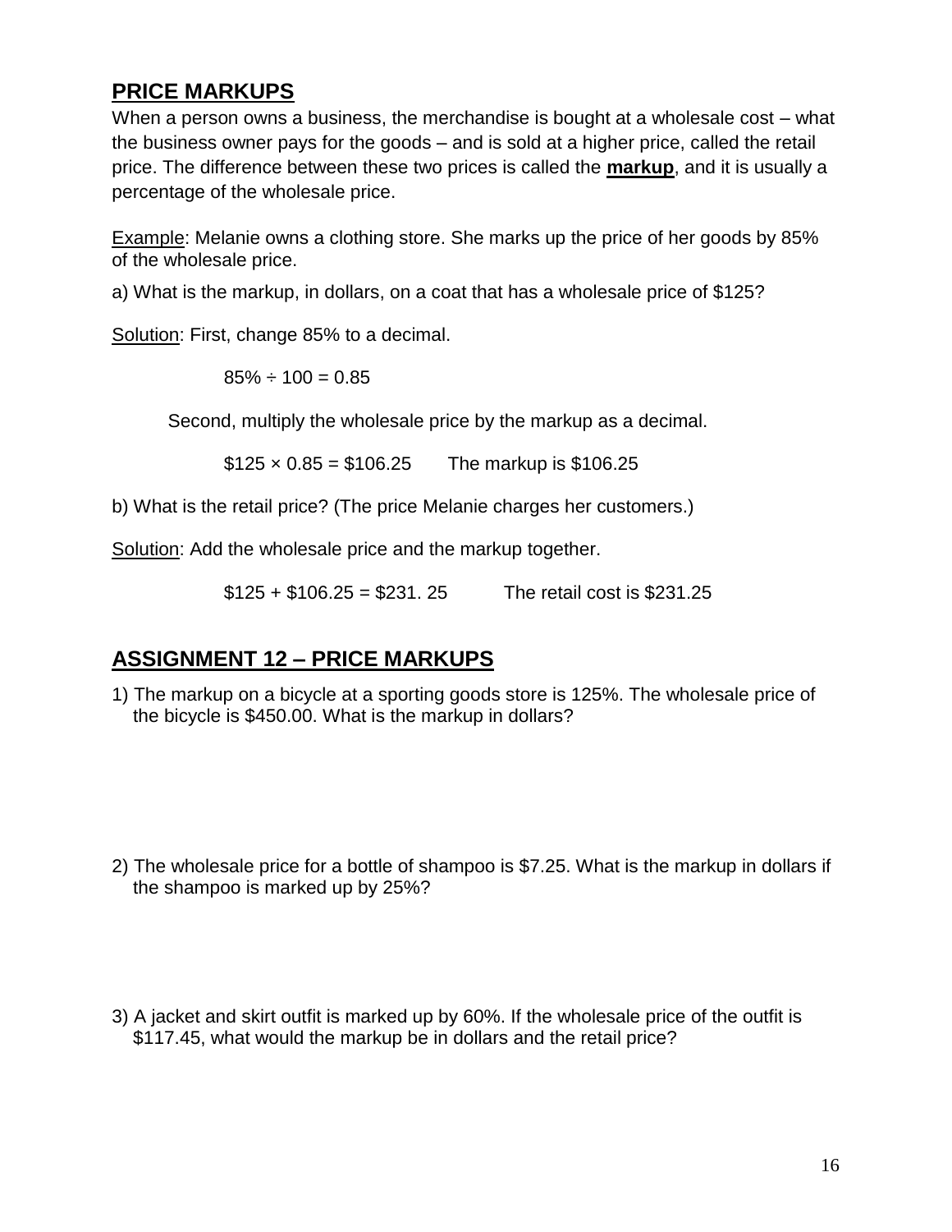## PRICE MARKUPS

When a person owns a business, the merchandise is bought at a wholesale cost – what the business owner pays for the goods – and is sold at a higher price, called the retail price. The difference between these two prices is called the **markup**, and it is usually a percentage of the wholesale price.

Example: Melanie owns a clothing store. She marks up the price of her goods by 85% of the wholesale price.

a) What is the markup, in dollars, on a coat that has a wholesale price of $125?

Solution: First, change 85% to a decimal.

$85\% \div 100 = 0.85$

Second, multiply the wholesale price by the markup as a decimal.

$\$125 \times 0.85 = \$106.25$ The markup is $106.25

b) What is the retail price? (The price Melanie charges her customers.)

Solution: Add the wholesale price and the markup together.

$\$125 + \$106.25 = \$231.25$ The retail cost is $231.25

## ASSIGNMENT 12 – PRICE MARKUPS

1) The markup on a bicycle at a sporting goods store is 125%. The wholesale price of the bicycle is $450.00. What is the markup in dollars?

2) The wholesale price for a bottle of shampoo is $7.25. What is the markup in dollars if the shampoo is marked up by 25%?

3) A jacket and skirt outfit is marked up by 60%. If the wholesale price of the outfit is $117.45, what would the markup be in dollars and the retail price?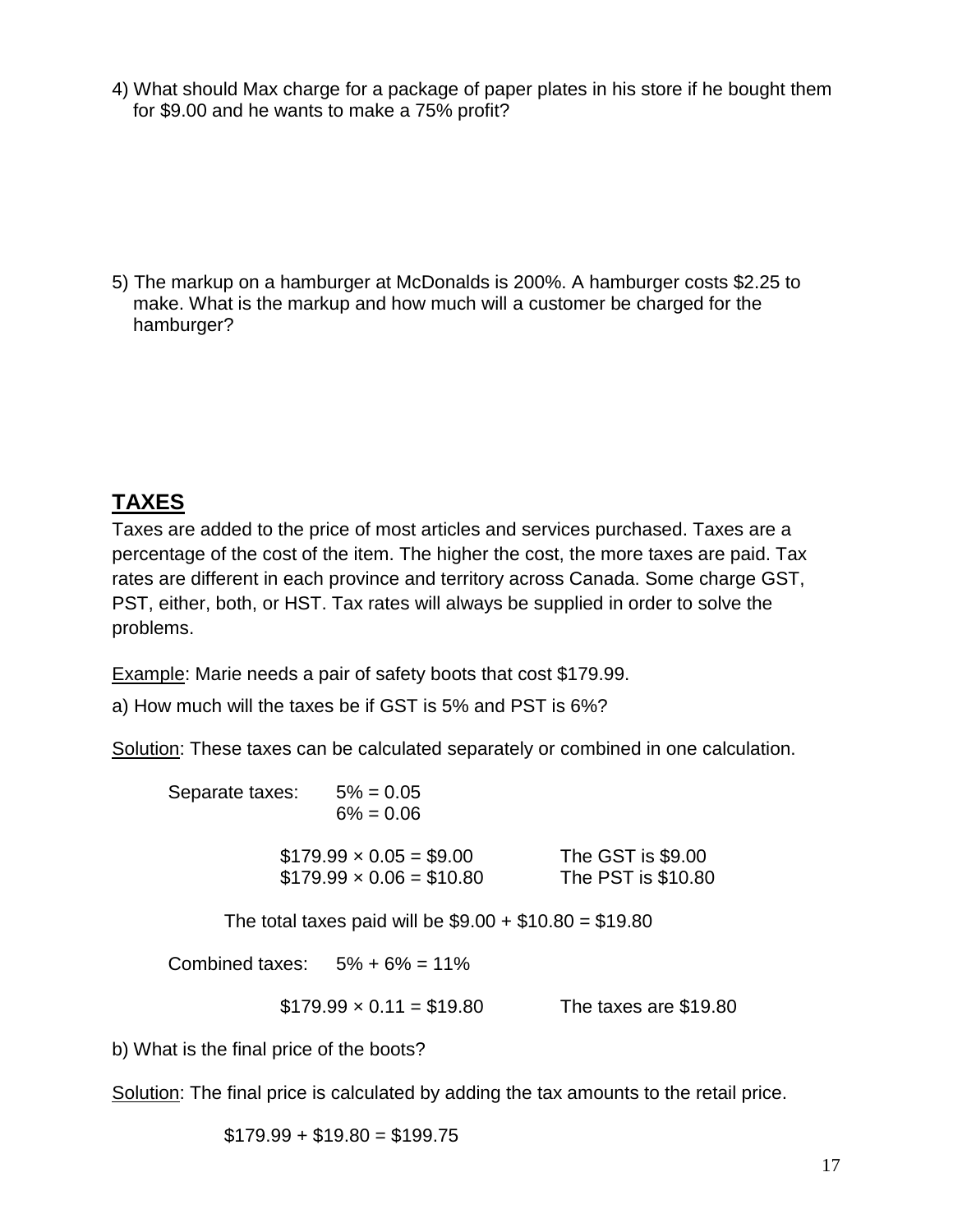4) What should Max charge for a package of paper plates in his store if he bought them for $9.00 and he wants to make a 75% profit?

5) The markup on a hamburger at McDonalds is 200%. A hamburger costs $2.25 to make. What is the markup and how much will a customer be charged for the hamburger?

## TAXES

Taxes are added to the price of most articles and services purchased. Taxes are a percentage of the cost of the item. The higher the cost, the more taxes are paid. Tax rates are different in each province and territory across Canada. Some charge GST, PST, either, both, or HST. Tax rates will always be supplied in order to solve the problems.

Example: Marie needs a pair of safety boots that cost $179.99.

a) How much will the taxes be if GST is 5% and PST is 6%?

Solution: These taxes can be calculated separately or combined in one calculation.

Separate taxes: 5% = 0.05
6% = 0.06

$179.99 × 0.05 = $9.00 The GST is $9.00
$179.99 × 0.06 = $10.80 The PST is $10.80

The total taxes paid will be $9.00 + $10.80 = $19.80

Combined taxes: 5% + 6% = 11%

$179.99 × 0.11 = $19.80 The taxes are $19.80

b) What is the final price of the boots?

Solution: The final price is calculated by adding the tax amounts to the retail price.

$179.99 + $19.80 = $199.75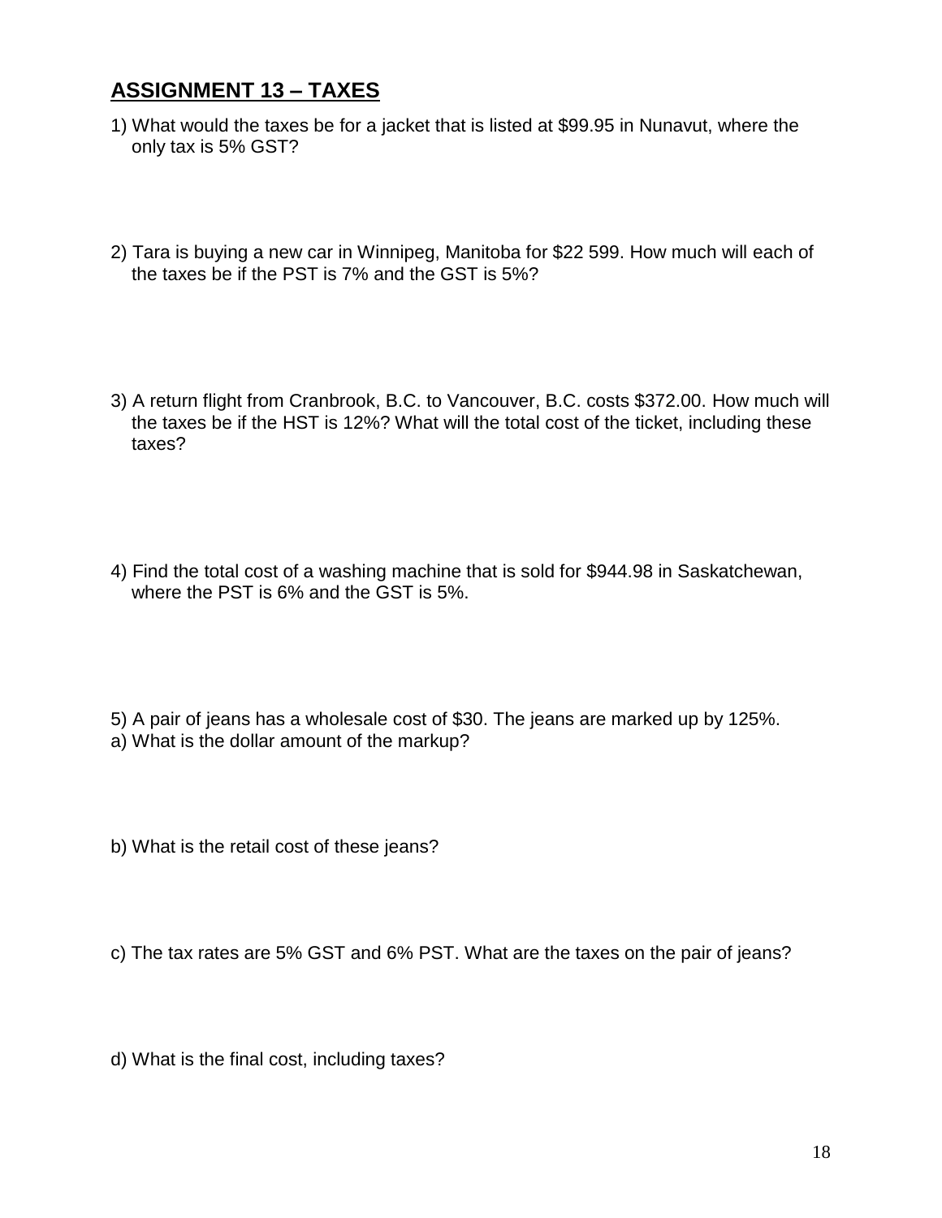## ASSIGNMENT 13 – TAXES

1) What would the taxes be for a jacket that is listed at $99.95 in Nunavut, where the only tax is 5% GST?

2) Tara is buying a new car in Winnipeg, Manitoba for $22 599. How much will each of the taxes be if the PST is 7% and the GST is 5%?

3) A return flight from Cranbrook, B.C. to Vancouver, B.C. costs $372.00. How much will the taxes be if the HST is 12%? What will the total cost of the ticket, including these taxes?

4) Find the total cost of a washing machine that is sold for $944.98 in Saskatchewan, where the PST is 6% and the GST is 5%.

5) A pair of jeans has a wholesale cost of $30. The jeans are marked up by 125%.

a) What is the dollar amount of the markup?

b) What is the retail cost of these jeans?

c) The tax rates are 5% GST and 6% PST. What are the taxes on the pair of jeans?

d) What is the final cost, including taxes?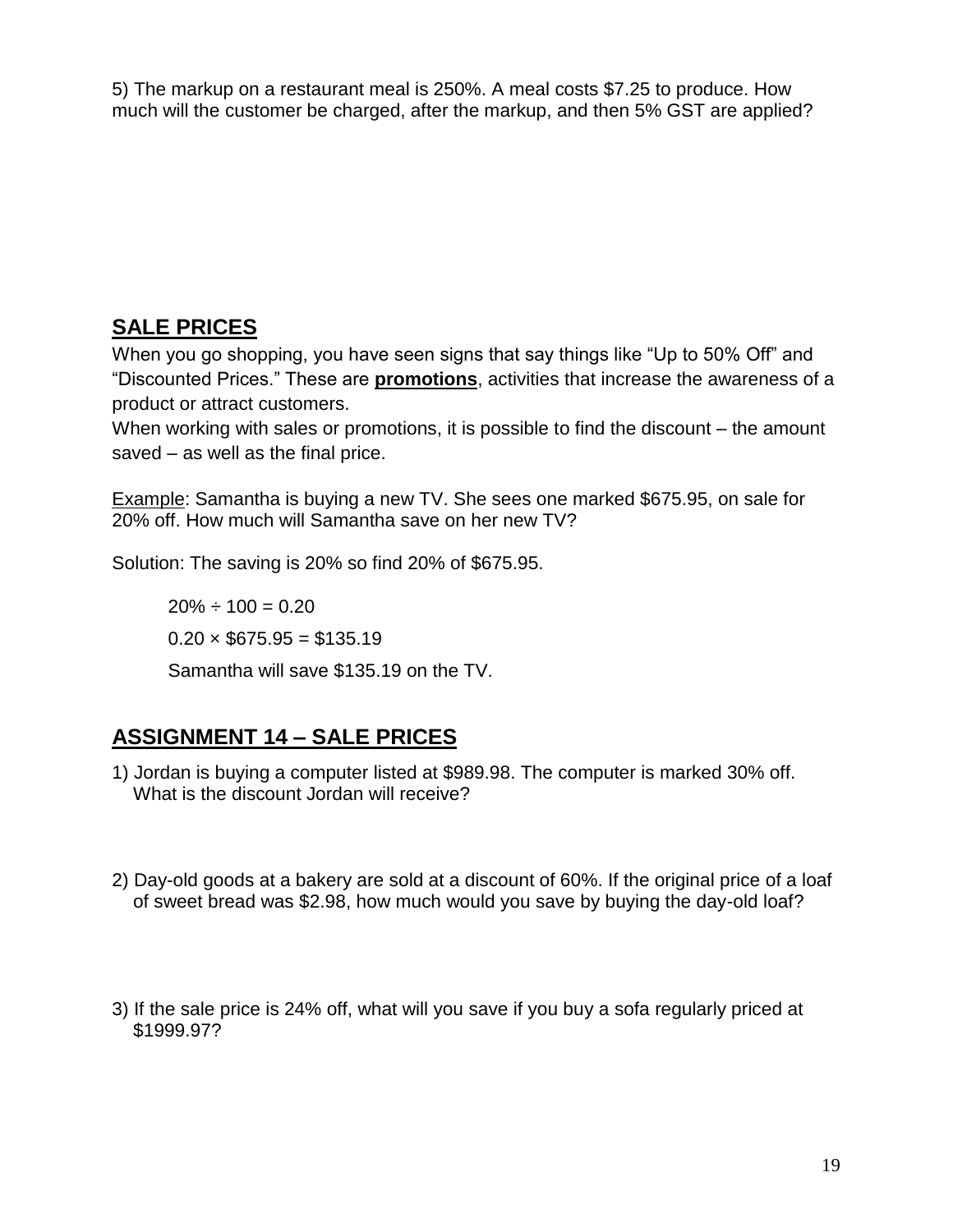5) The markup on a restaurant meal is 250%. A meal costs $7.25 to produce. How much will the customer be charged, after the markup, and then 5% GST are applied?

## SALE PRICES

When you go shopping, you have seen signs that say things like "Up to 50% Off" and "Discounted Prices." These are **promotions**, activities that increase the awareness of a product or attract customers.

When working with sales or promotions, it is possible to find the discount – the amount saved – as well as the final price.

Example: Samantha is buying a new TV. She sees one marked $675.95, on sale for 20% off. How much will Samantha save on her new TV?

Solution: The saving is 20% so find 20% of $675.95.

$20\% \div 100 = 0.20$

$0.20 \times \$675.95 = \$135.19$

Samantha will save $135.19 on the TV.

## ASSIGNMENT 14 – SALE PRICES

1) Jordan is buying a computer listed at $989.98. The computer is marked 30% off. What is the discount Jordan will receive?

2) Day-old goods at a bakery are sold at a discount of 60%. If the original price of a loaf of sweet bread was $2.98, how much would you save by buying the day-old loaf?

3) If the sale price is 24% off, what will you save if you buy a sofa regularly priced at $1999.97?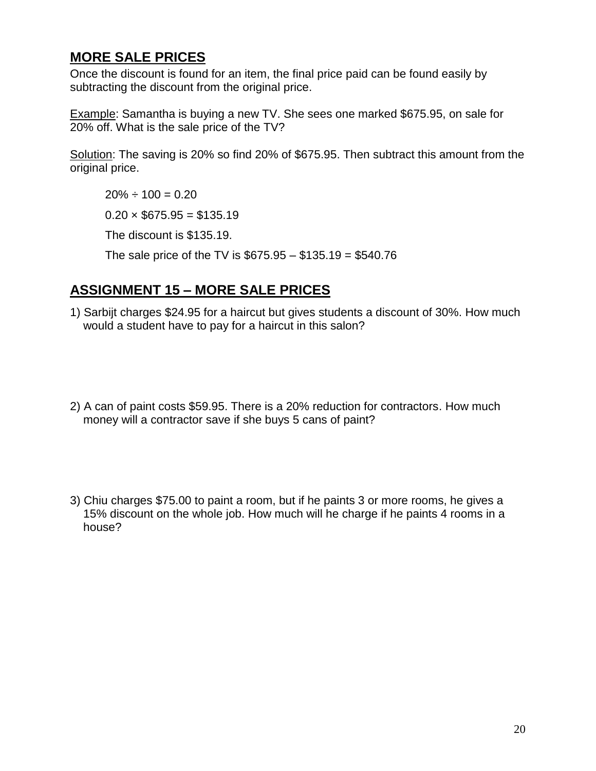## MORE SALE PRICES

Once the discount is found for an item, the final price paid can be found easily by subtracting the discount from the original price.

Example: Samantha is buying a new TV. She sees one marked $675.95, on sale for 20% off. What is the sale price of the TV?

Solution: The saving is 20% so find 20% of $675.95. Then subtract this amount from the original price.

> 20% ÷ 100 = 0.20
>
> 0.20 × $675.95 = $135.19
>
> The discount is $135.19.
>
> The sale price of the TV is $675.95 – $135.19 = $540.76

## ASSIGNMENT 15 – MORE SALE PRICES

1) Sarbijt charges $24.95 for a haircut but gives students a discount of 30%. How much would a student have to pay for a haircut in this salon?

2) A can of paint costs $59.95. There is a 20% reduction for contractors. How much money will a contractor save if she buys 5 cans of paint?

3) Chiu charges $75.00 to paint a room, but if he paints 3 or more rooms, he gives a 15% discount on the whole job. How much will he charge if he paints 4 rooms in a house?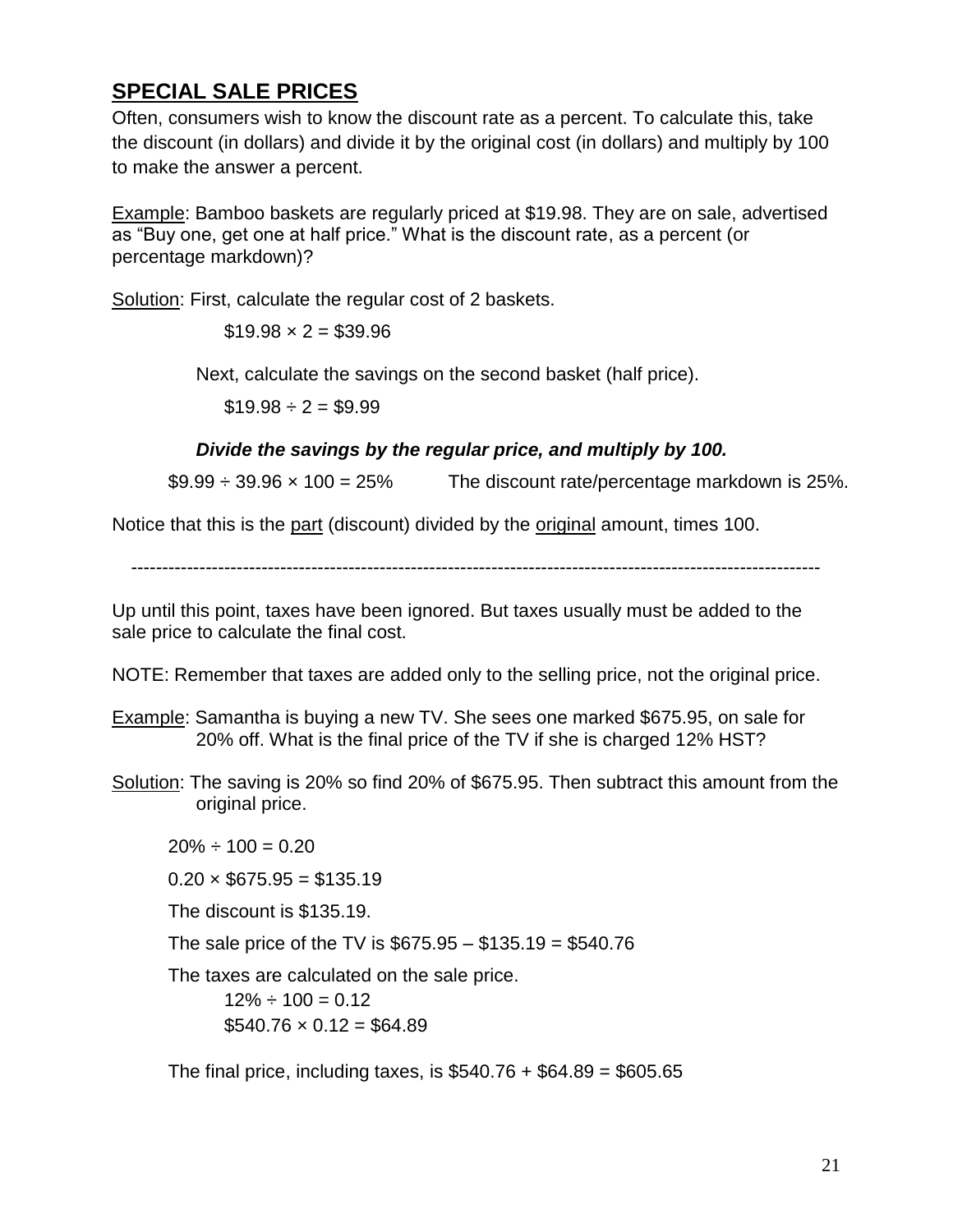## **SPECIAL SALE PRICES**

Often, consumers wish to know the discount rate as a percent. To calculate this, take the discount (in dollars) and divide it by the original cost (in dollars) and multiply by 100 to make the answer a percent.

Example: Bamboo baskets are regularly priced at $19.98. They are on sale, advertised as "Buy one, get one at half price." What is the discount rate, as a percent (or percentage markdown)?

Solution: First, calculate the regular cost of 2 baskets.

$\$19.98 \times 2 = \$39.96$

Next, calculate the savings on the second basket (half price).

$\$19.98 \div 2 = \$9.99$

***Divide the savings by the regular price, and multiply by 100.***

$\$9.99 \div 39.96 \times 100 = 25\%$ The discount rate/percentage markdown is 25%.

Notice that this is the part (discount) divided by the original amount, times 100.

---

Up until this point, taxes have been ignored. But taxes usually must be added to the sale price to calculate the final cost.

NOTE: Remember that taxes are added only to the selling price, not the original price.

Example: Samantha is buying a new TV. She sees one marked $675.95, on sale for 20% off. What is the final price of the TV if she is charged 12% HST?

Solution: The saving is 20% so find 20% of $675.95. Then subtract this amount from the original price.

$20\% \div 100 = 0.20$

$0.20 \times \$675.95 = \$135.19$

The discount is $135.19.

The sale price of the TV is $\$675.95 - \$135.19 = \$540.76$

The taxes are calculated on the sale price.

$12\% \div 100 = 0.12$

$\$540.76 \times 0.12 = \$64.89$

The final price, including taxes, is $\$540.76 + \$64.89 = \$605.65$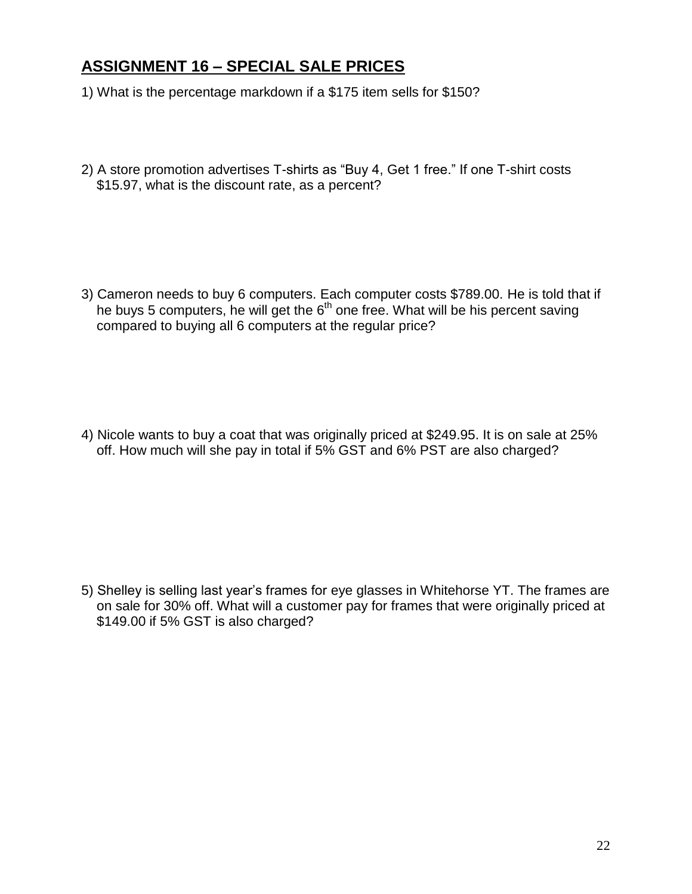## ASSIGNMENT 16 – SPECIAL SALE PRICES

1) What is the percentage markdown if a $175 item sells for $150?

2) A store promotion advertises T-shirts as "Buy 4, Get 1 free." If one T-shirt costs $15.97, what is the discount rate, as a percent?

3) Cameron needs to buy 6 computers. Each computer costs $789.00. He is told that if he buys 5 computers, he will get the 6th one free. What will be his percent saving compared to buying all 6 computers at the regular price?

4) Nicole wants to buy a coat that was originally priced at $249.95. It is on sale at 25% off. How much will she pay in total if 5% GST and 6% PST are also charged?

5) Shelley is selling last year's frames for eye glasses in Whitehorse YT. The frames are on sale for 30% off. What will a customer pay for frames that were originally priced at $149.00 if 5% GST is also charged?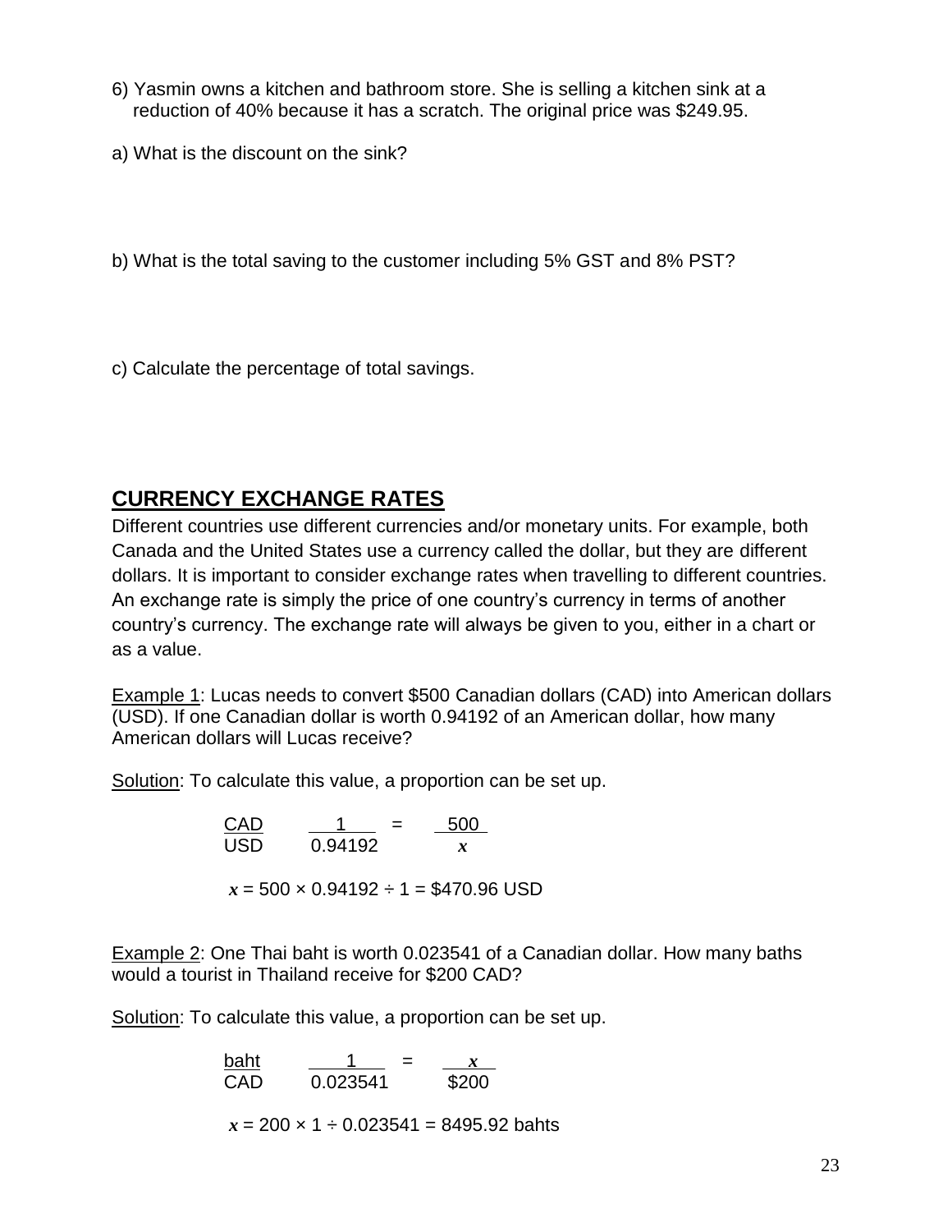6) Yasmin owns a kitchen and bathroom store. She is selling a kitchen sink at a reduction of 40% because it has a scratch. The original price was $249.95.

a) What is the discount on the sink?

b) What is the total saving to the customer including 5% GST and 8% PST?

c) Calculate the percentage of total savings.

## CURRENCY EXCHANGE RATES

Different countries use different currencies and/or monetary units. For example, both Canada and the United States use a currency called the dollar, but they are different dollars. It is important to consider exchange rates when travelling to different countries. An exchange rate is simply the price of one country's currency in terms of another country's currency. The exchange rate will always be given to you, either in a chart or as a value.

Example 1: Lucas needs to convert $500 Canadian dollars (CAD) into American dollars (USD). If one Canadian dollar is worth 0.94192 of an American dollar, how many American dollars will Lucas receive?

Solution: To calculate this value, a proportion can be set up.

$$\frac{\text{CAD}}{\text{USD}} \qquad \frac{1}{0.94192} = \frac{500}{x}$$

$x = 500 \times 0.94192 \div 1 = \$470.96$ USD

Example 2: One Thai baht is worth 0.023541 of a Canadian dollar. How many baths would a tourist in Thailand receive for $200 CAD?

Solution: To calculate this value, a proportion can be set up.

$$\frac{\text{baht}}{\text{CAD}} \qquad \frac{1}{0.023541} = \frac{x}{\$200}$$

$x = 200 \times 1 \div 0.023541 = 8495.92$ bahts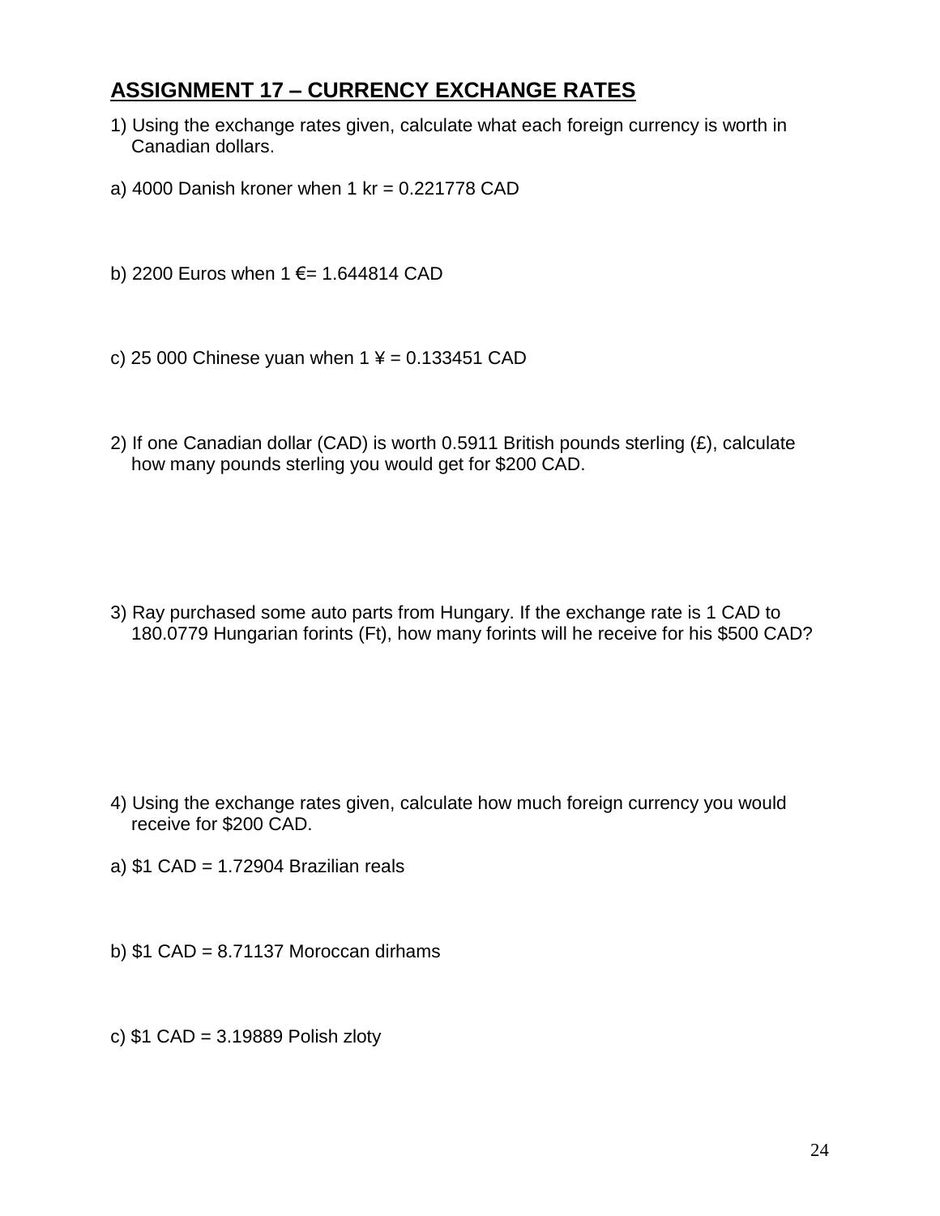## ASSIGNMENT 17 – CURRENCY EXCHANGE RATES

1) Using the exchange rates given, calculate what each foreign currency is worth in Canadian dollars.

a) 4000 Danish kroner when 1 kr = 0.221778 CAD

b) 2200 Euros when 1 €= 1.644814 CAD

c) 25 000 Chinese yuan when 1 ¥ = 0.133451 CAD

2) If one Canadian dollar (CAD) is worth 0.5911 British pounds sterling (£), calculate how many pounds sterling you would get for $200 CAD.

3) Ray purchased some auto parts from Hungary. If the exchange rate is 1 CAD to 180.0779 Hungarian forints (Ft), how many forints will he receive for his $500 CAD?

4) Using the exchange rates given, calculate how much foreign currency you would receive for $200 CAD.

a) $1 CAD = 1.72904 Brazilian reals

b) $1 CAD = 8.71137 Moroccan dirhams

c) $1 CAD = 3.19889 Polish zloty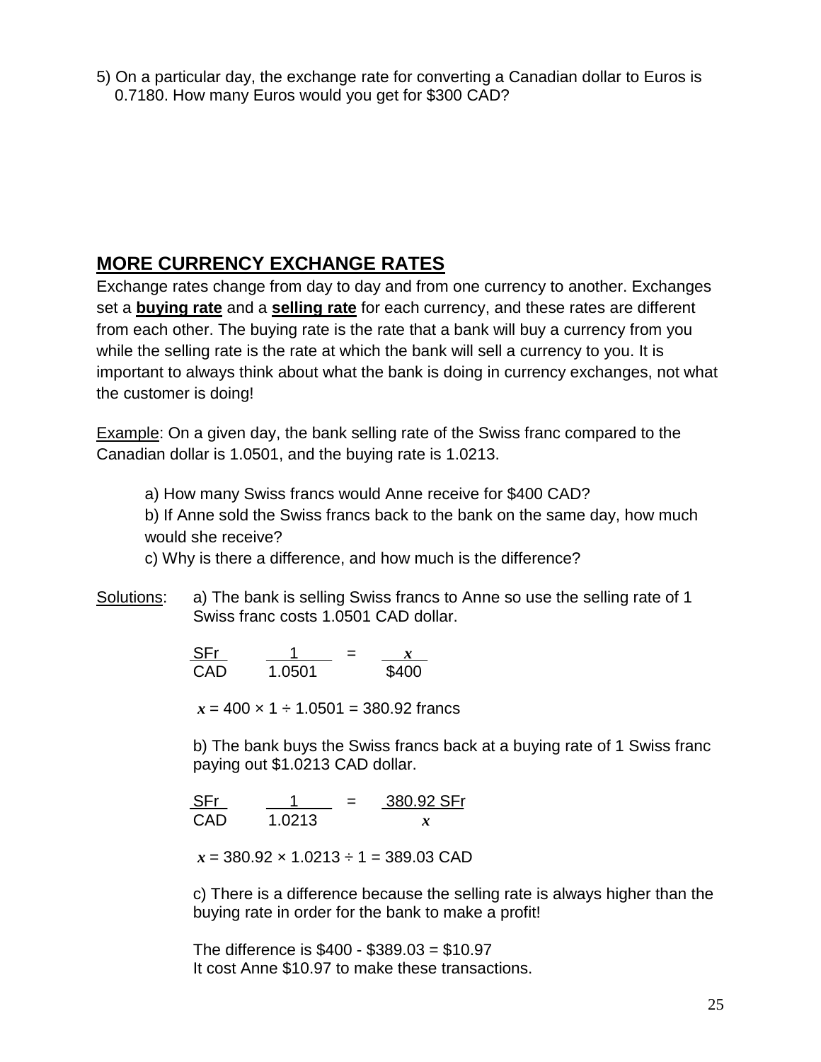5) On a particular day, the exchange rate for converting a Canadian dollar to Euros is 0.7180. How many Euros would you get for $300 CAD?

## MORE CURRENCY EXCHANGE RATES

Exchange rates change from day to day and from one currency to another. Exchanges set a **buying rate** and a **selling rate** for each currency, and these rates are different from each other. The buying rate is the rate that a bank will buy a currency from you while the selling rate is the rate at which the bank will sell a currency to you. It is important to always think about what the bank is doing in currency exchanges, not what the customer is doing!

Example: On a given day, the bank selling rate of the Swiss franc compared to the Canadian dollar is 1.0501, and the buying rate is 1.0213.

a) How many Swiss francs would Anne receive for $400 CAD?
b) If Anne sold the Swiss francs back to the bank on the same day, how much would she receive?
c) Why is there a difference, and how much is the difference?

Solutions: a) The bank is selling Swiss francs to Anne so use the selling rate of 1 Swiss franc costs 1.0501 CAD dollar.

$$\frac{SFr}{CAD} \quad \frac{1}{1.0501} = \frac{x}{\$400}$$

$x = 400 \times 1 \div 1.0501 = 380.92$ francs

b) The bank buys the Swiss francs back at a buying rate of 1 Swiss franc paying out $1.0213 CAD dollar.

$$\frac{SFr}{CAD} \quad \frac{1}{1.0213} = \frac{380.92 \text{ SFr}}{x}$$

$x = 380.92 \times 1.0213 \div 1 = 389.03$ CAD

c) There is a difference because the selling rate is always higher than the buying rate in order for the bank to make a profit!

The difference is $400 - $389.03 = $10.97
It cost Anne $10.97 to make these transactions.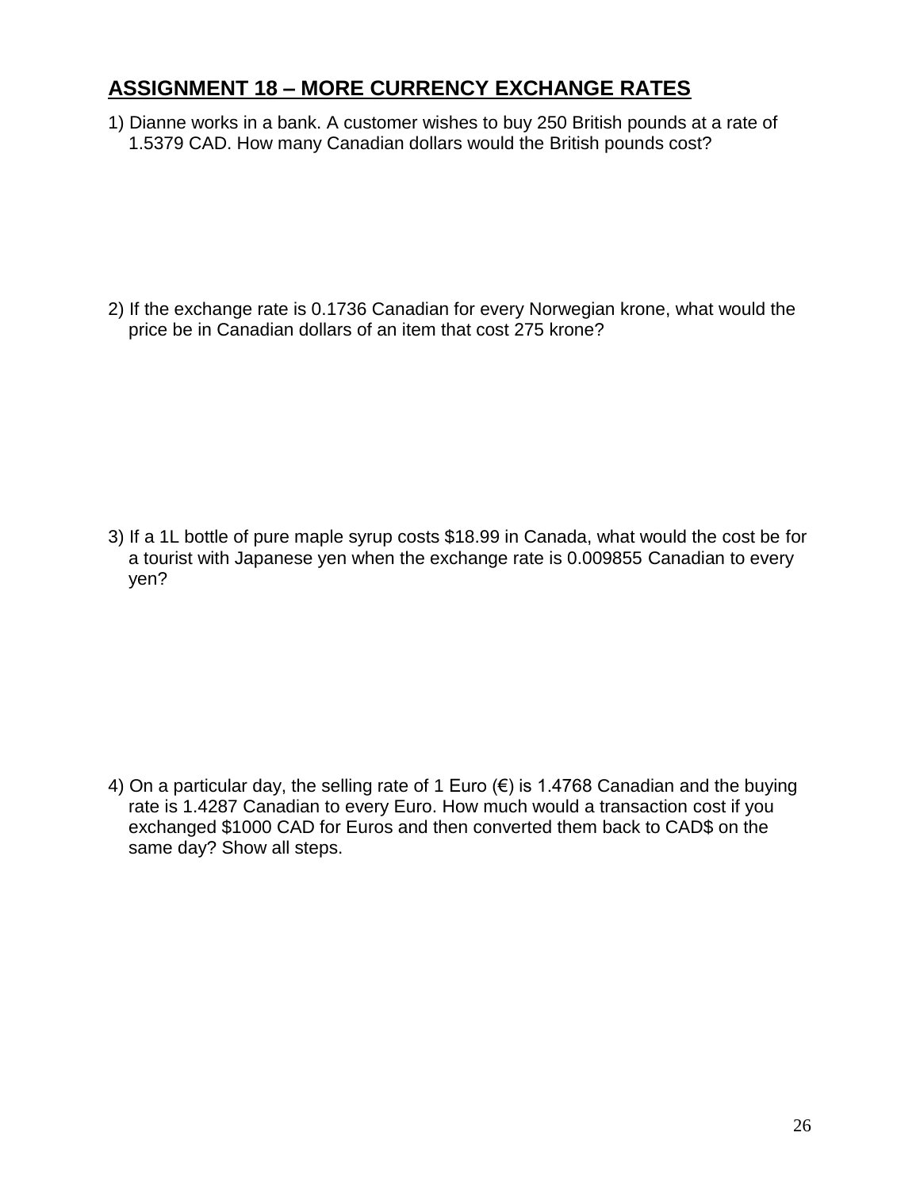## ASSIGNMENT 18 – MORE CURRENCY EXCHANGE RATES

1) Dianne works in a bank. A customer wishes to buy 250 British pounds at a rate of 1.5379 CAD. How many Canadian dollars would the British pounds cost?

2) If the exchange rate is 0.1736 Canadian for every Norwegian krone, what would the price be in Canadian dollars of an item that cost 275 krone?

3) If a 1L bottle of pure maple syrup costs $18.99 in Canada, what would the cost be for a tourist with Japanese yen when the exchange rate is 0.009855 Canadian to every yen?

4) On a particular day, the selling rate of 1 Euro (€) is 1.4768 Canadian and the buying rate is 1.4287 Canadian to every Euro. How much would a transaction cost if you exchanged $1000 CAD for Euros and then converted them back to CAD$ on the same day? Show all steps.